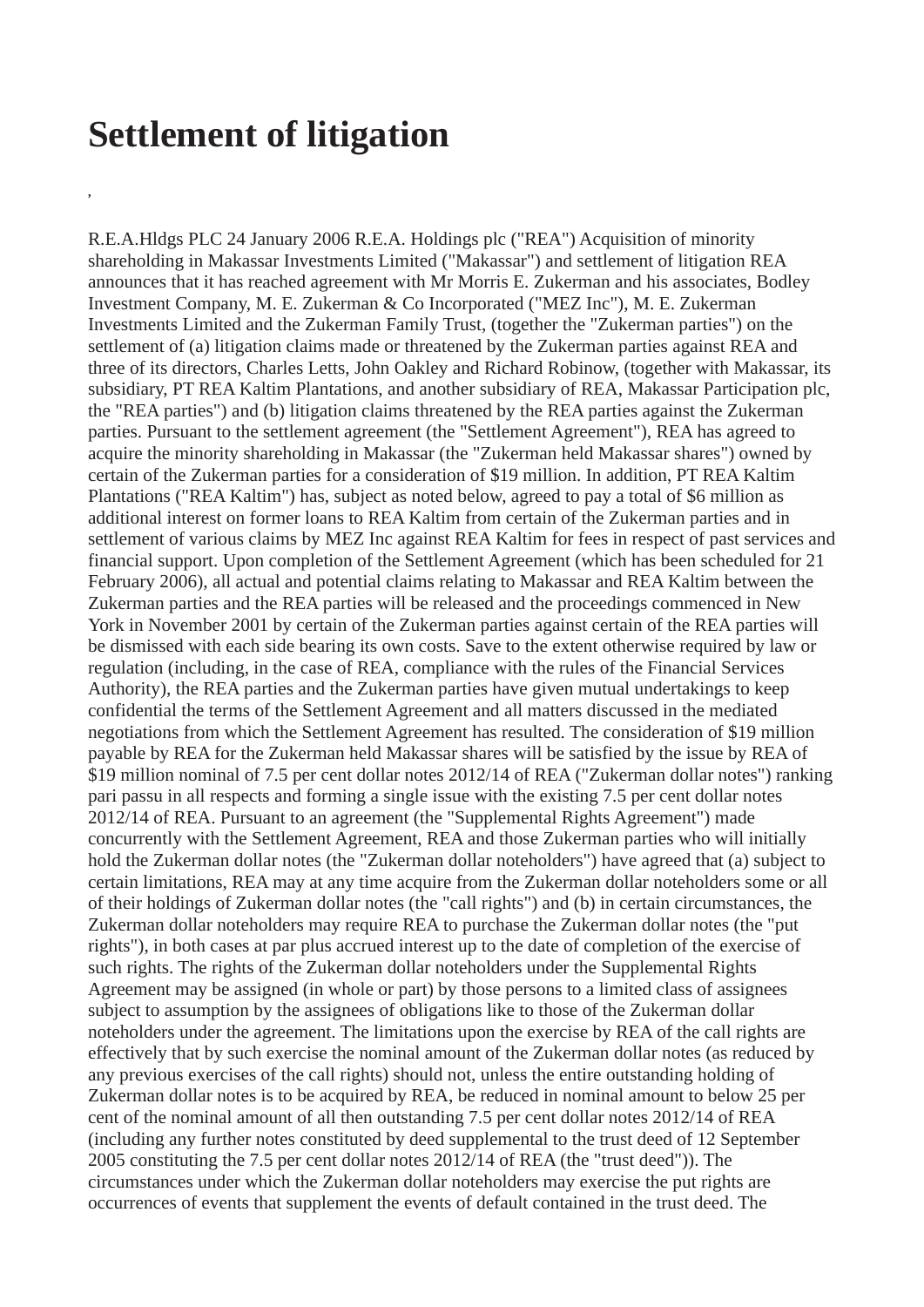# Settlement of litigation

,

R.E.A.Hldgs PLC 24 January 2006 R.E.A. Holdings plc ("REA") Acquisition of minority shareholding in Makassar Investments Limited ("Makassar") and settlement of litigation REA announces that it has reached agreement with Mr Morris E. Zukerman and his associates, Bodley Investment Company, M. E. Zukerman & Co Incorporated ("MEZ Inc"), M. E. Zukerman Investments Limited and the Zukerman Family Trust, (together the "Zukerman parties") on the settlement of (a) litigation claims made or threatened by the Zukerman parties against REA and three of its directors, Charles Letts, John Oakley and Richard Robinow, (together with Makassar, its subsidiary, PT REA Kaltim Plantations, and another subsidiary of REA, Makassar Participation plc, the "REA parties") and (b) litigation claims threatened by the REA parties against the Zukerman parties. Pursuant to the settlement agreement (the "Settlement Agreement"), REA has agreed to acquire the minority shareholding in Makassar (the "Zukerman held Makassar shares") owned by certain of the Zukerman parties for a consideration of $19 million. In addition, PT REA Kaltim Plantations ("REA Kaltim") has, subject as noted below, agreed to pay a total of $6 million as additional interest on former loans to REA Kaltim from certain of the Zukerman parties and in settlement of various claims by MEZ Inc against REA Kaltim for fees in respect of past services and financial support. Upon completion of the Settlement Agreement (which has been scheduled for 21 February 2006), all actual and potential claims relating to Makassar and REA Kaltim between the Zukerman parties and the REA parties will be released and the proceedings commenced in New York in November 2001 by certain of the Zukerman parties against certain of the REA parties will be dismissed with each side bearing its own costs. Save to the extent otherwise required by law or regulation (including, in the case of REA, compliance with the rules of the Financial Services Authority), the REA parties and the Zukerman parties have given mutual undertakings to keep confidential the terms of the Settlement Agreement and all matters discussed in the mediated negotiations from which the Settlement Agreement has resulted. The consideration of $19 million payable by REA for the Zukerman held Makassar shares will be satisfied by the issue by REA of $19 million nominal of 7.5 per cent dollar notes 2012/14 of REA ("Zukerman dollar notes") ranking pari passu in all respects and forming a single issue with the existing 7.5 per cent dollar notes 2012/14 of REA. Pursuant to an agreement (the "Supplemental Rights Agreement") made concurrently with the Settlement Agreement, REA and those Zukerman parties who will initially hold the Zukerman dollar notes (the "Zukerman dollar noteholders") have agreed that (a) subject to certain limitations, REA may at any time acquire from the Zukerman dollar noteholders some or all of their holdings of Zukerman dollar notes (the "call rights") and (b) in certain circumstances, the Zukerman dollar noteholders may require REA to purchase the Zukerman dollar notes (the "put rights"), in both cases at par plus accrued interest up to the date of completion of the exercise of such rights. The rights of the Zukerman dollar noteholders under the Supplemental Rights Agreement may be assigned (in whole or part) by those persons to a limited class of assignees subject to assumption by the assignees of obligations like to those of the Zukerman dollar noteholders under the agreement. The limitations upon the exercise by REA of the call rights are effectively that by such exercise the nominal amount of the Zukerman dollar notes (as reduced by any previous exercises of the call rights) should not, unless the entire outstanding holding of Zukerman dollar notes is to be acquired by REA, be reduced in nominal amount to below 25 per cent of the nominal amount of all then outstanding 7.5 per cent dollar notes 2012/14 of REA (including any further notes constituted by deed supplemental to the trust deed of 12 September 2005 constituting the 7.5 per cent dollar notes 2012/14 of REA (the "trust deed")). The circumstances under which the Zukerman dollar noteholders may exercise the put rights are occurrences of events that supplement the events of default contained in the trust deed. The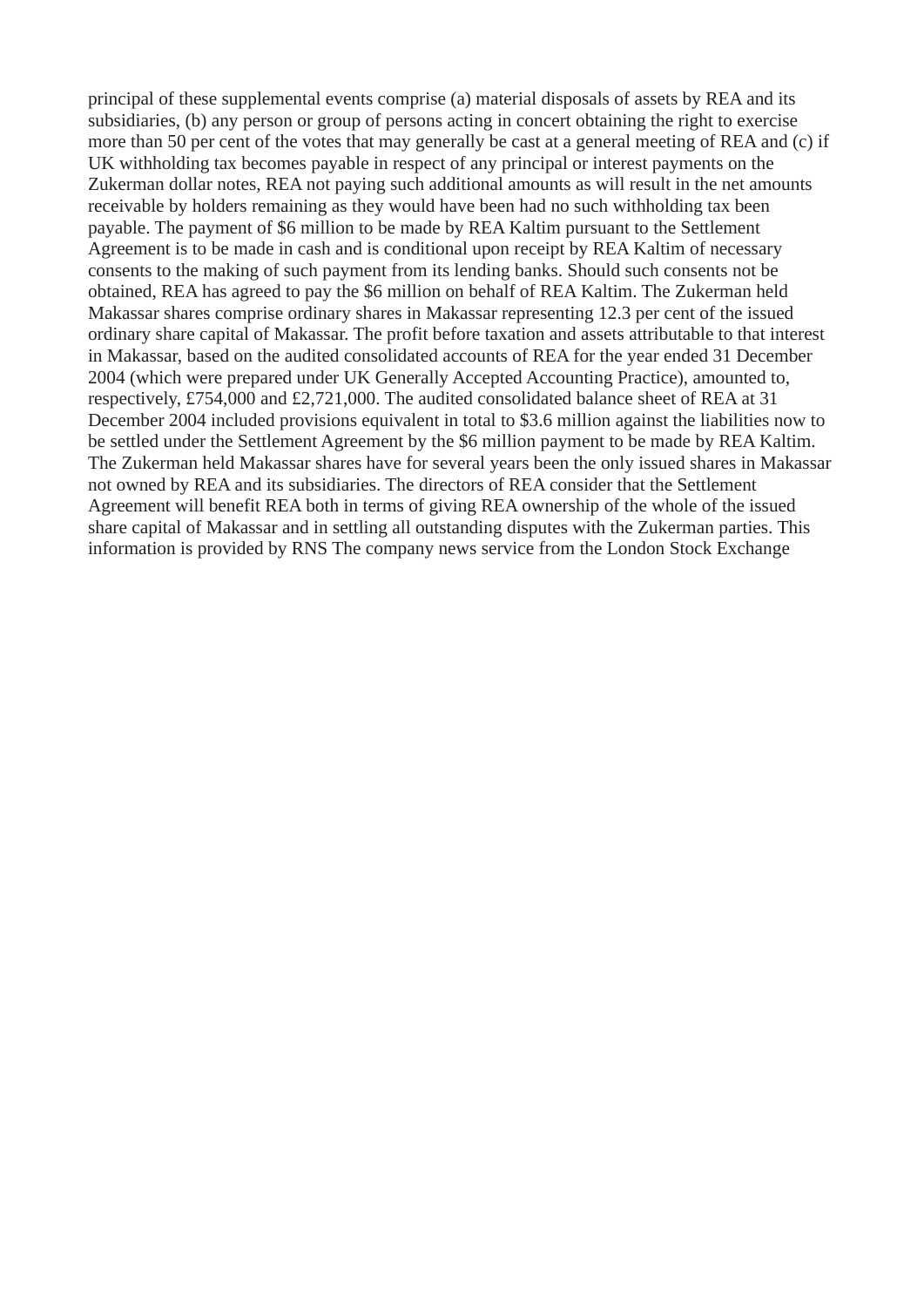principal of these supplemental events comprise (a) material disposals of assets by REA and its subsidiaries, (b) any person or group of persons acting in concert obtaining the right to exercise more than 50 per cent of the votes that may generally be cast at a general meeting of REA and (c) if UK withholding tax becomes payable in respect of any principal or interest payments on the Zukerman dollar notes, REA not paying such additional amounts as will result in the net amounts receivable by holders remaining as they would have been had no such withholding tax been payable. The payment of $6 million to be made by REA Kaltim pursuant to the Settlement Agreement is to be made in cash and is conditional upon receipt by REA Kaltim of necessary consents to the making of such payment from its lending banks. Should such consents not be obtained, REA has agreed to pay the $6 million on behalf of REA Kaltim. The Zukerman held Makassar shares comprise ordinary shares in Makassar representing 12.3 per cent of the issued ordinary share capital of Makassar. The profit before taxation and assets attributable to that interest in Makassar, based on the audited consolidated accounts of REA for the year ended 31 December 2004 (which were prepared under UK Generally Accepted Accounting Practice), amounted to, respectively, £754,000 and £2,721,000. The audited consolidated balance sheet of REA at 31 December 2004 included provisions equivalent in total to $3.6 million against the liabilities now to be settled under the Settlement Agreement by the $6 million payment to be made by REA Kaltim. The Zukerman held Makassar shares have for several years been the only issued shares in Makassar not owned by REA and its subsidiaries. The directors of REA consider that the Settlement Agreement will benefit REA both in terms of giving REA ownership of the whole of the issued share capital of Makassar and in settling all outstanding disputes with the Zukerman parties. This information is provided by RNS The company news service from the London Stock Exchange